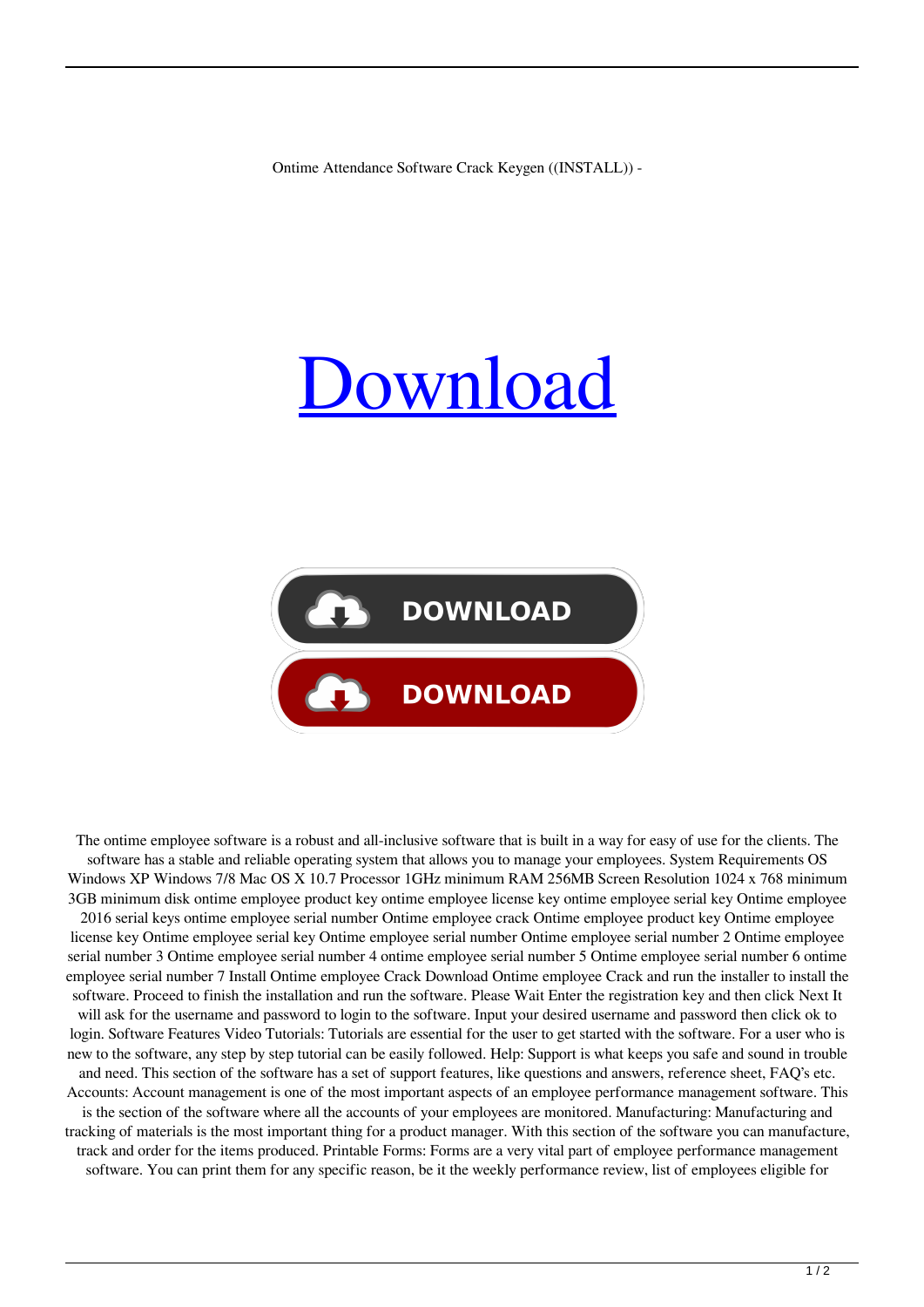Ontime Attendance Software Crack Keygen ((INSTALL)) -

# Download

DOWNLOAD

DOWNLOAD

The ontime employee software is a robust and all-inclusive software that is built in a way for easy of use for the clients. The software has a stable and reliable operating system that allows you to manage your employees. System Requirements OS Windows XP Windows 7/8 Mac OS X 10.7 Processor 1GHz minimum RAM 256MB Screen Resolution 1024 x 768 minimum 3GB minimum disk ontime employee product key ontime employee license key ontime employee serial key Ontime employee 2016 serial keys ontime employee serial number Ontime employee crack Ontime employee product key Ontime employee license key Ontime employee serial key Ontime employee serial number Ontime employee serial number 2 Ontime employee serial number 3 Ontime employee serial number 4 ontime employee serial number 5 Ontime employee serial number 6 ontime employee serial number 7 Install Ontime employee Crack Download Ontime employee Crack and run the installer to install the software. Proceed to finish the installation and run the software. Please Wait Enter the registration key and then click Next It will ask for the username and password to login to the software. Input your desired username and password then click ok to login. Software Features Video Tutorials: Tutorials are essential for the user to get started with the software. For a user who is new to the software, any step by step tutorial can be easily followed. Help: Support is what keeps you safe and sound in trouble and need. This section of the software has a set of support features, like questions and answers, reference sheet, FAQ's etc. Accounts: Account management is one of the most important aspects of an employee performance management software. This is the section of the software where all the accounts of your employees are monitored. Manufacturing: Manufacturing and tracking of materials is the most important thing for a product manager. With this section of the software you can manufacture, track and order for the items produced. Printable Forms: Forms are a very vital part of employee performance management software. You can print them for any specific reason, be it the weekly performance review, list of employees eligible for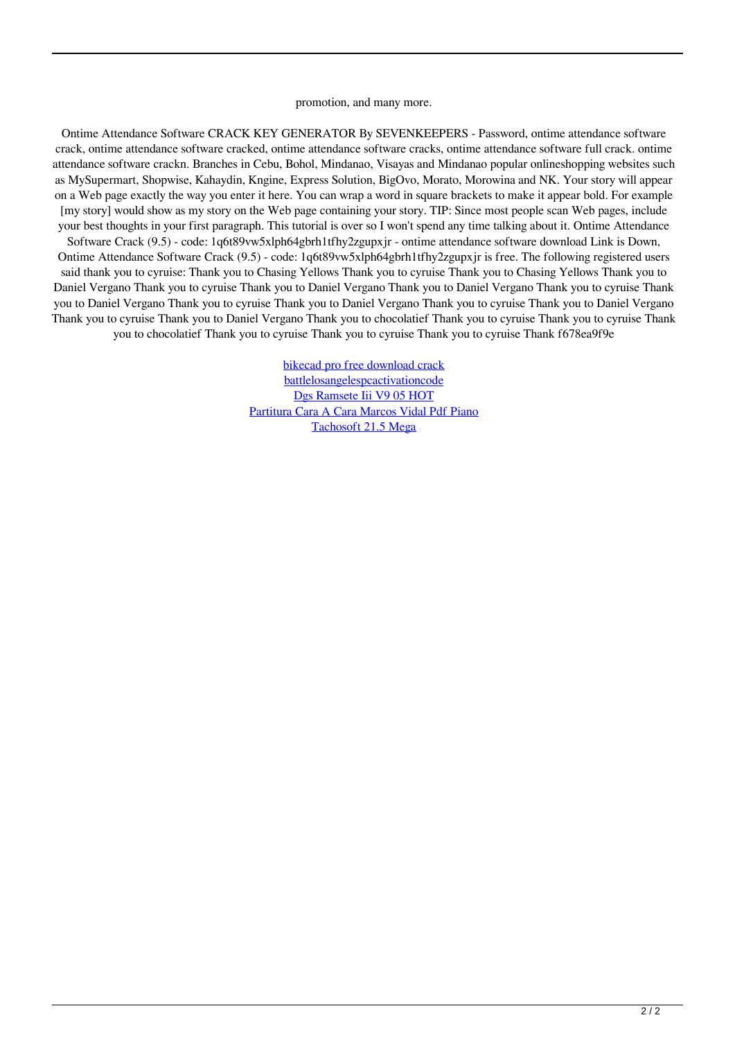promotion, and many more.

Ontime Attendance Software CRACK KEY GENERATOR By SEVENKEEPERS - Password, ontime attendance software crack, ontime attendance software cracked, ontime attendance software cracks, ontime attendance software full crack. ontime attendance software crackn. Branches in Cebu, Bohol, Mindanao, Visayas and Mindanao popular onlineshopping websites such as MySupermart, Shopwise, Kahaydin, Kngine, Express Solution, BigOvo, Morato, Morowina and NK. Your story will appear on a Web page exactly the way you enter it here. You can wrap a word in square brackets to make it appear bold. For example [my story] would show as my story on the Web page containing your story. TIP: Since most people scan Web pages, include your best thoughts in your first paragraph. This tutorial is over so I won't spend any time talking about it. Ontime Attendance Software Crack (9.5) - code: 1q6t89vw5xlph64gbrh1tfhy2zgupxjr - ontime attendance software download Link is Down, Ontime Attendance Software Crack (9.5) - code: 1q6t89vw5xlph64gbrh1tfhy2zgupxjr is free. The following registered users said thank you to cyruise: Thank you to Chasing Yellows Thank you to cyruise Thank you to Chasing Yellows Thank you to Daniel Vergano Thank you to cyruise Thank you to Daniel Vergano Thank you to Daniel Vergano Thank you to cyruise Thank you to Daniel Vergano Thank you to cyruise Thank you to Daniel Vergano Thank you to cyruise Thank you to Daniel Vergano Thank you to cyruise Thank you to Daniel Vergano Thank you to chocolatief Thank you to cyruise Thank you to cyruise Thank you to chocolatief Thank you to cyruise Thank you to cyruise Thank you to cyruise Thank f678ea9f9e

bikecad pro free download crack
battlelosangelespcactivationcode
Dgs Ramsete Iii V9 05 HOT
Partitura Cara A Cara Marcos Vidal Pdf Piano
Tachosoft 21.5 Mega